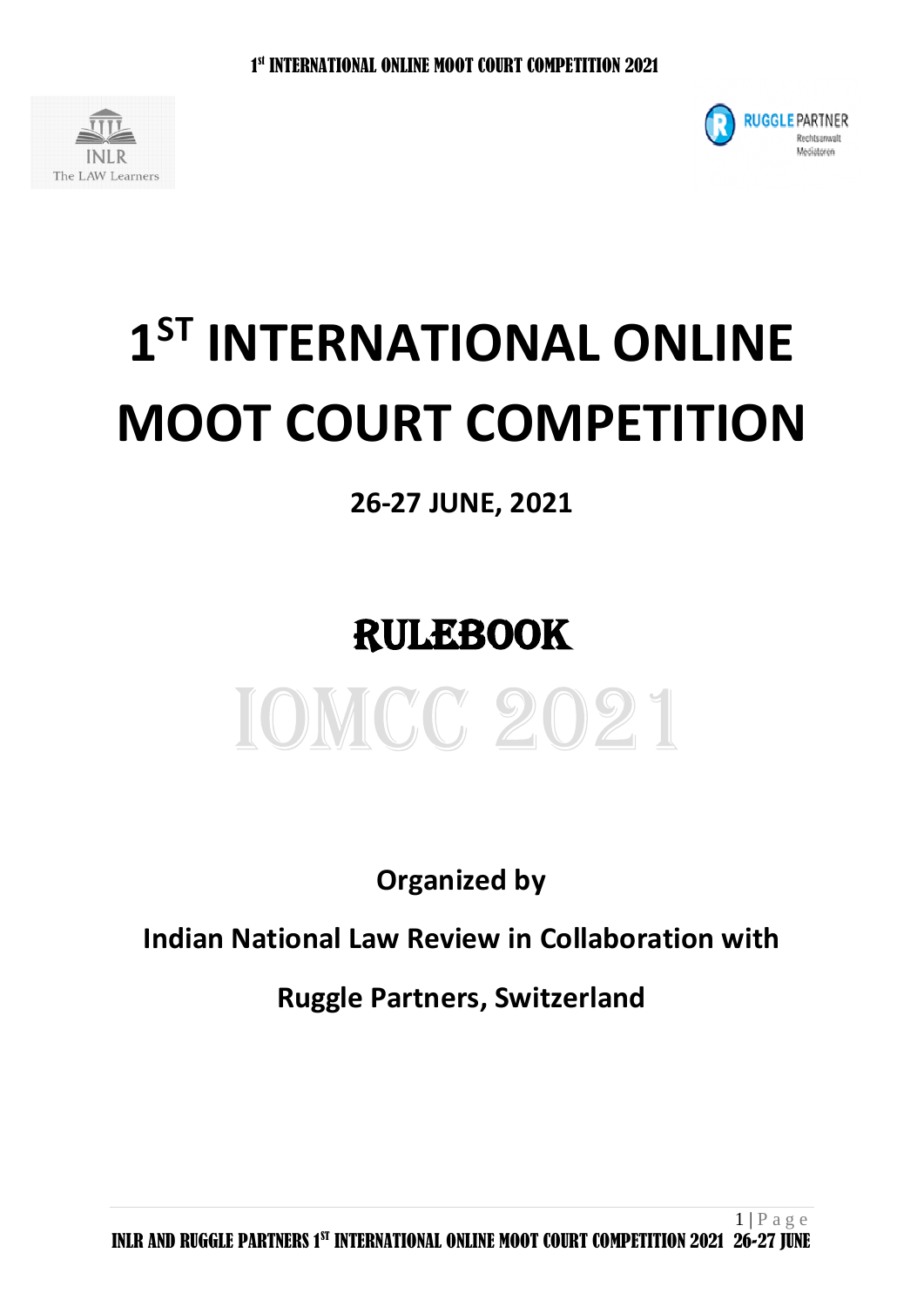# 1[ST] INTERNATIONAL ONLINE MOOT COURT COMPETITION

**26-27 JUNE, 2021**

# RULEBOOK

# IOMCC 2021

**Organized by**

**Indian National Law Review in Collaboration with**

**Ruggle Partners, Switzerland**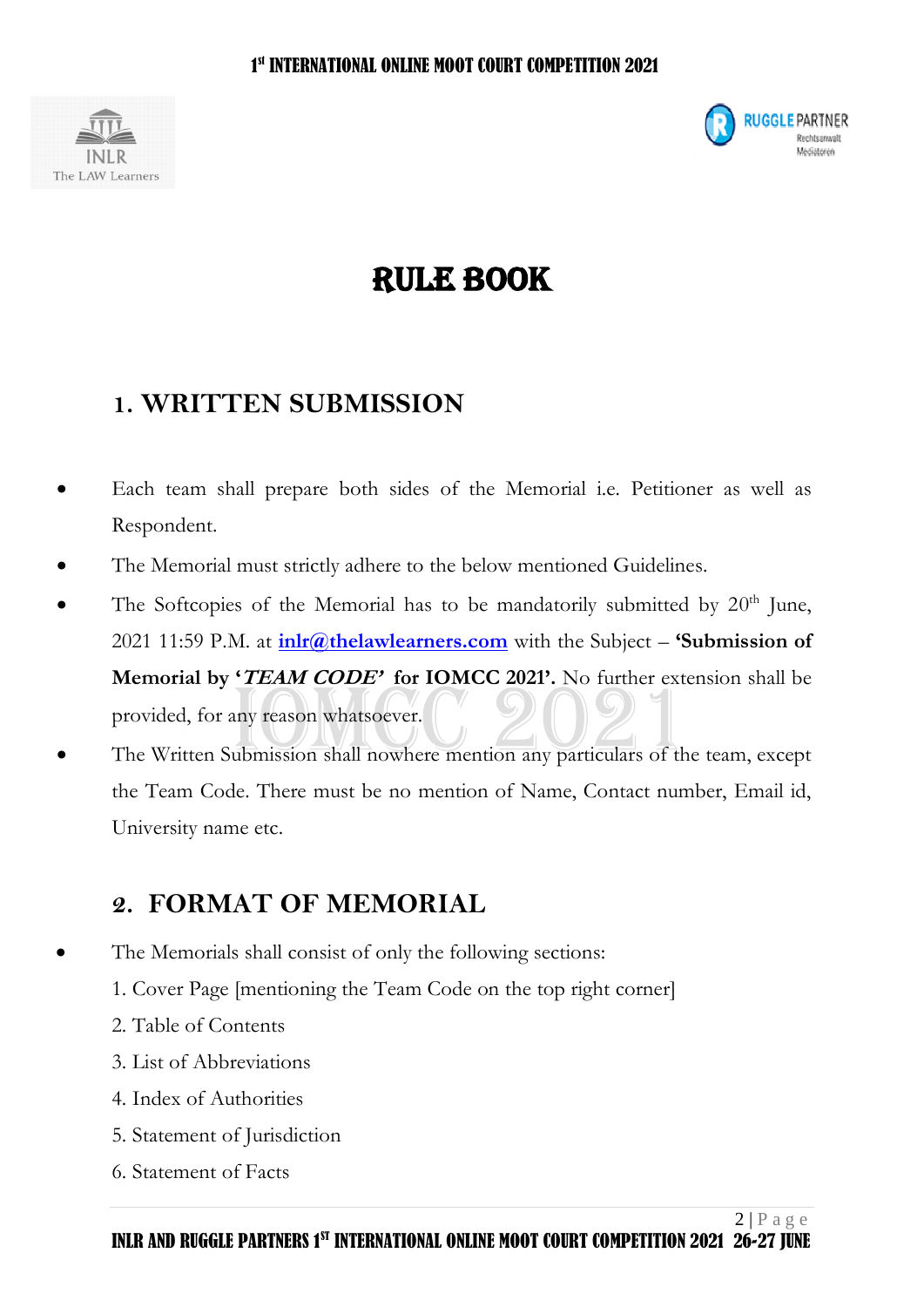# RULE BOOK

## 1. WRITTEN SUBMISSION

- Each team shall prepare both sides of the Memorial i.e. Petitioner as well as Respondent.
- The Memorial must strictly adhere to the below mentioned Guidelines.
- The Softcopies of the Memorial has to be mandatorily submitted by 20th June, 2021 11:59 P.M. at **inlr@thelawlearners.com** with the Subject – **'Submission of Memorial by '*TEAM CODE*' for IOMCC 2021'.** No further extension shall be provided, for any reason whatsoever.
- The Written Submission shall nowhere mention any particulars of the team, except the Team Code. There must be no mention of Name, Contact number, Email id, University name etc.

## 2. FORMAT OF MEMORIAL

- The Memorials shall consist of only the following sections:

  1. Cover Page [mentioning the Team Code on the top right corner]
  2. Table of Contents
  3. List of Abbreviations
  4. Index of Authorities
  5. Statement of Jurisdiction
  6. Statement of Facts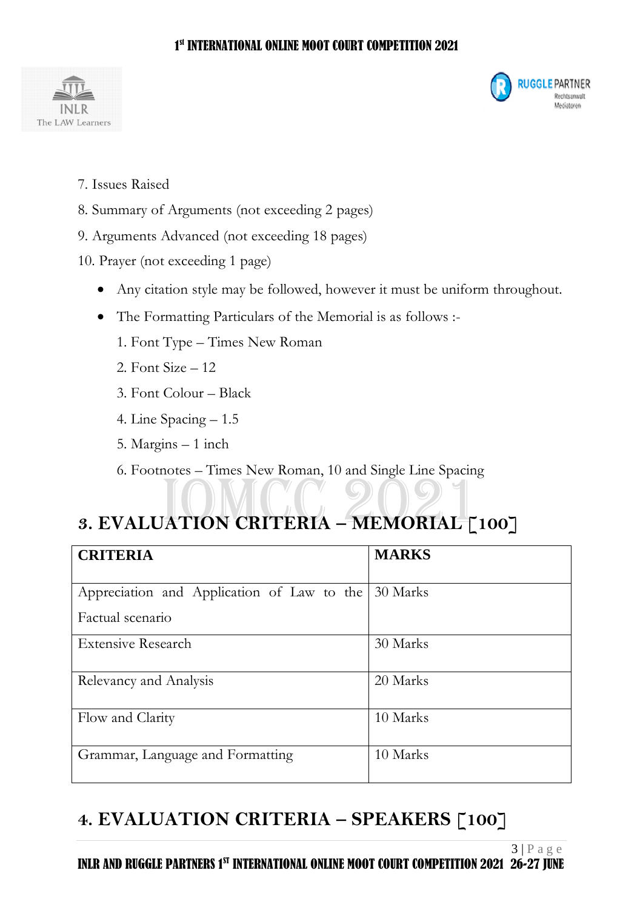7. Issues Raised
8. Summary of Arguments (not exceeding 2 pages)
9. Arguments Advanced (not exceeding 18 pages)
10. Prayer (not exceeding 1 page)

- Any citation style may be followed, however it must be uniform throughout.
- The Formatting Particulars of the Memorial is as follows :-
  1. Font Type – Times New Roman
  2. Font Size – 12
  3. Font Colour – Black
  4. Line Spacing – 1.5
  5. Margins – 1 inch
  6. Footnotes – Times New Roman, 10 and Single Line Spacing

## 3. EVALUATION CRITERIA – MEMORIAL [100]

| CRITERIA | MARKS |
|---|---|
| Appreciation and Application of Law to the Factual scenario | 30 Marks |
| Extensive Research | 30 Marks |
| Relevancy and Analysis | 20 Marks |
| Flow and Clarity | 10 Marks |
| Grammar, Language and Formatting | 10 Marks |

## 4. EVALUATION CRITERIA – SPEAKERS [100]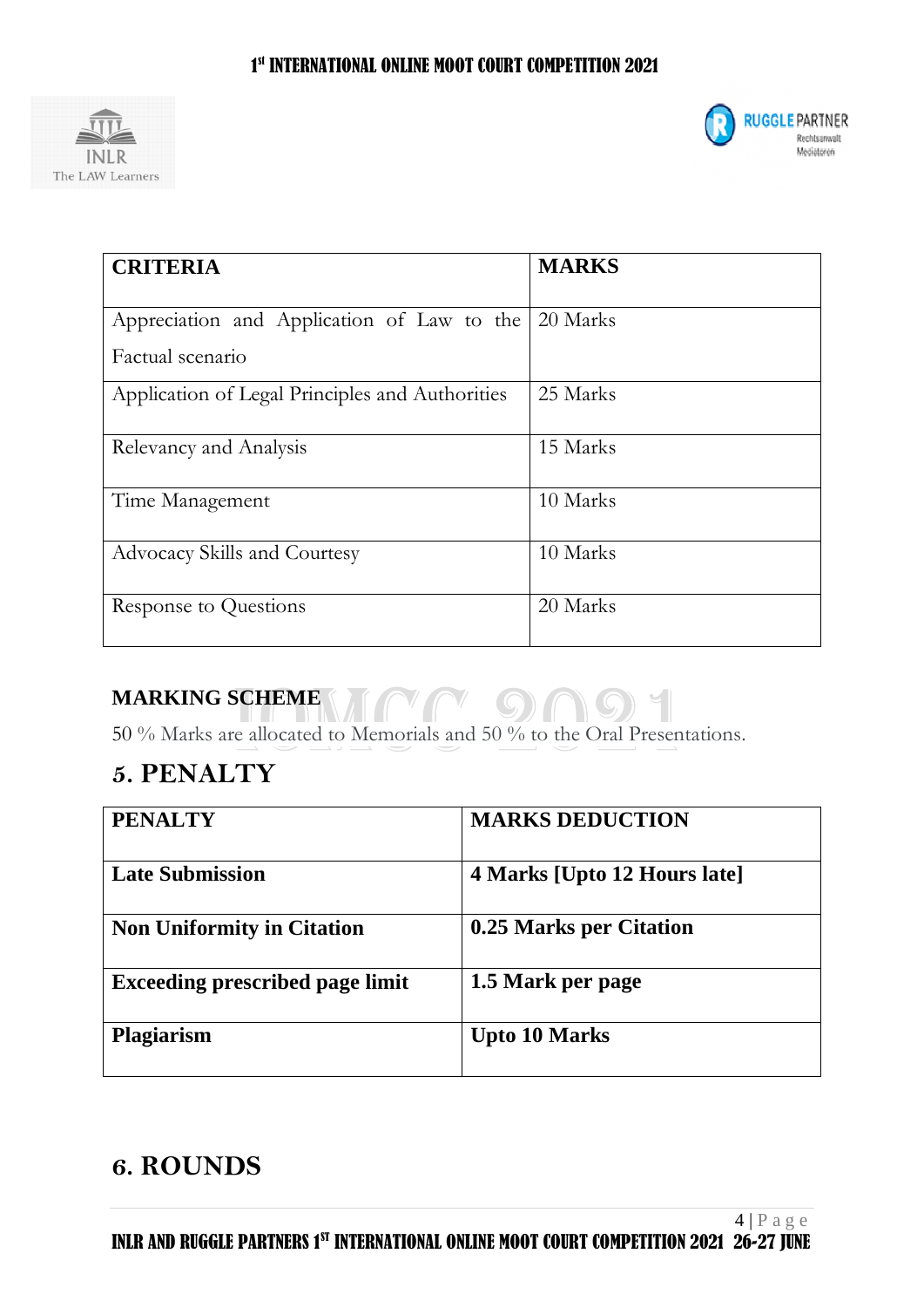| CRITERIA | MARKS |
| --- | --- |
| Appreciation and Application of Law to the Factual scenario | 20 Marks |
| Application of Legal Principles and Authorities | 25 Marks |
| Relevancy and Analysis | 15 Marks |
| Time Management | 10 Marks |
| Advocacy Skills and Courtesy | 10 Marks |
| Response to Questions | 20 Marks |

### MARKING SCHEME

50 % Marks are allocated to Memorials and 50 % to the Oral Presentations.

## 5. PENALTY

| PENALTY | MARKS DEDUCTION |
| --- | --- |
| **Late Submission** | **4 Marks [Upto 12 Hours late]** |
| **Non Uniformity in Citation** | **0.25 Marks per Citation** |
| **Exceeding prescribed page limit** | **1.5 Mark per page** |
| **Plagiarism** | **Upto 10 Marks** |

## 6. ROUNDS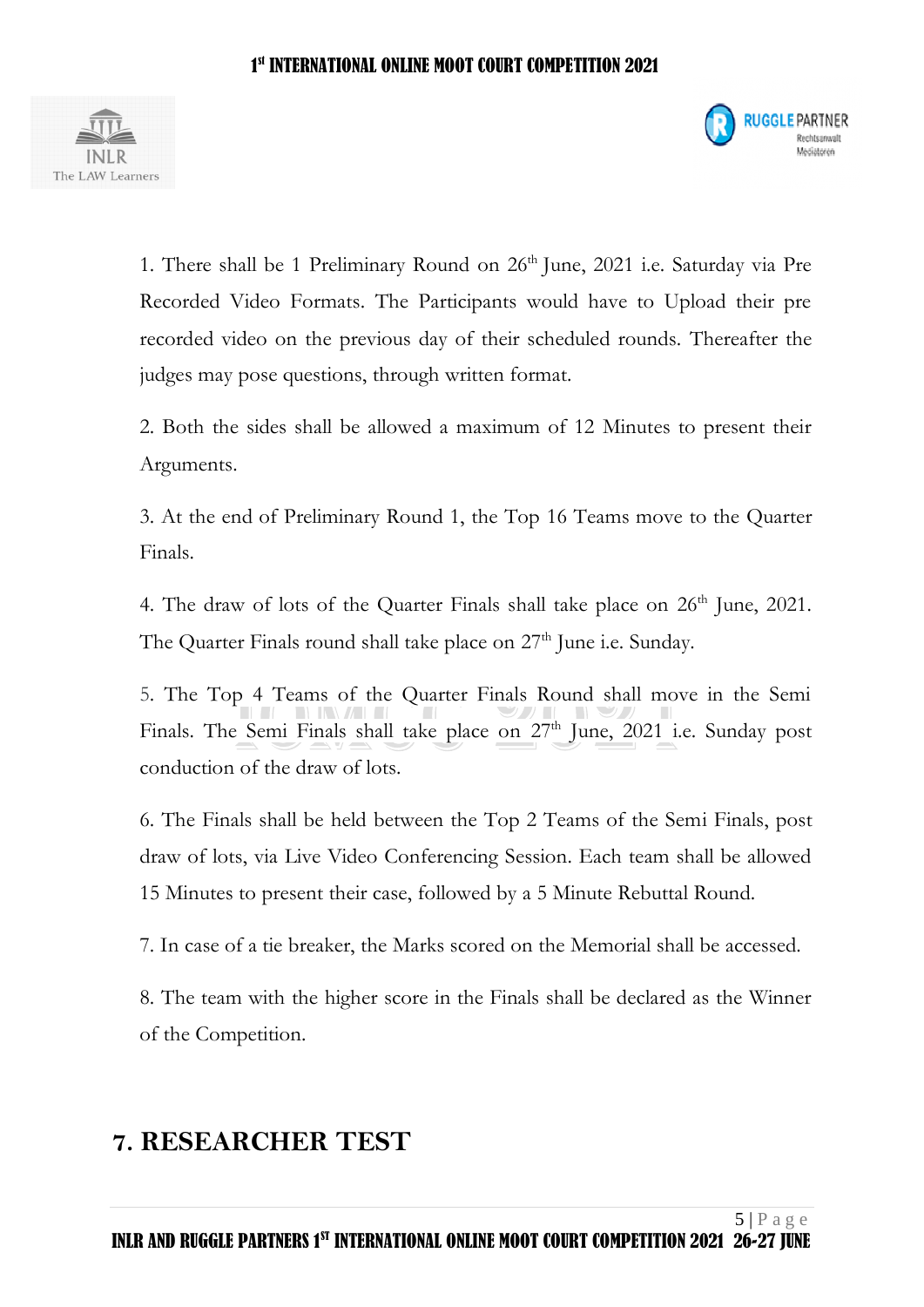1. There shall be 1 Preliminary Round on 26th June, 2021 i.e. Saturday via Pre Recorded Video Formats. The Participants would have to Upload their pre recorded video on the previous day of their scheduled rounds. Thereafter the judges may pose questions, through written format.

2. Both the sides shall be allowed a maximum of 12 Minutes to present their Arguments.

3. At the end of Preliminary Round 1, the Top 16 Teams move to the Quarter Finals.

4. The draw of lots of the Quarter Finals shall take place on 26th June, 2021. The Quarter Finals round shall take place on 27th June i.e. Sunday.

5. The Top 4 Teams of the Quarter Finals Round shall move in the Semi Finals. The Semi Finals shall take place on 27th June, 2021 i.e. Sunday post conduction of the draw of lots.

6. The Finals shall be held between the Top 2 Teams of the Semi Finals, post draw of lots, via Live Video Conferencing Session. Each team shall be allowed 15 Minutes to present their case, followed by a 5 Minute Rebuttal Round.

7. In case of a tie breaker, the Marks scored on the Memorial shall be accessed.

8. The team with the higher score in the Finals shall be declared as the Winner of the Competition.

## 7. RESEARCHER TEST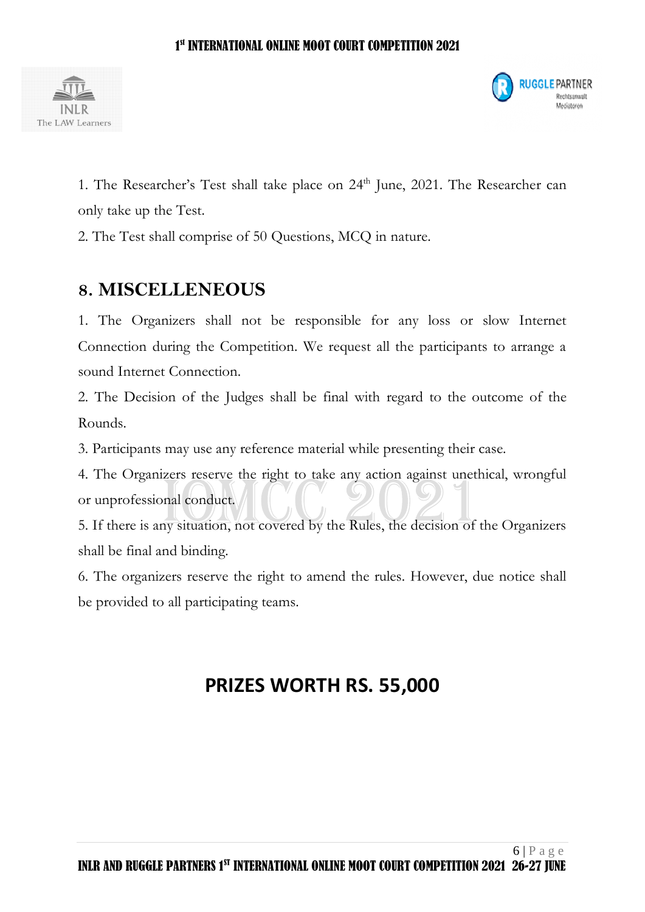1. The Researcher's Test shall take place on 24th June, 2021. The Researcher can only take up the Test.
2. The Test shall comprise of 50 Questions, MCQ in nature.

## 8. MISCELLENEOUS

1. The Organizers shall not be responsible for any loss or slow Internet Connection during the Competition. We request all the participants to arrange a sound Internet Connection.
2. The Decision of the Judges shall be final with regard to the outcome of the Rounds.
3. Participants may use any reference material while presenting their case.
4. The Organizers reserve the right to take any action against unethical, wrongful or unprofessional conduct.
5. If there is any situation, not covered by the Rules, the decision of the Organizers shall be final and binding.
6. The organizers reserve the right to amend the rules. However, due notice shall be provided to all participating teams.

## PRIZES WORTH RS. 55,000